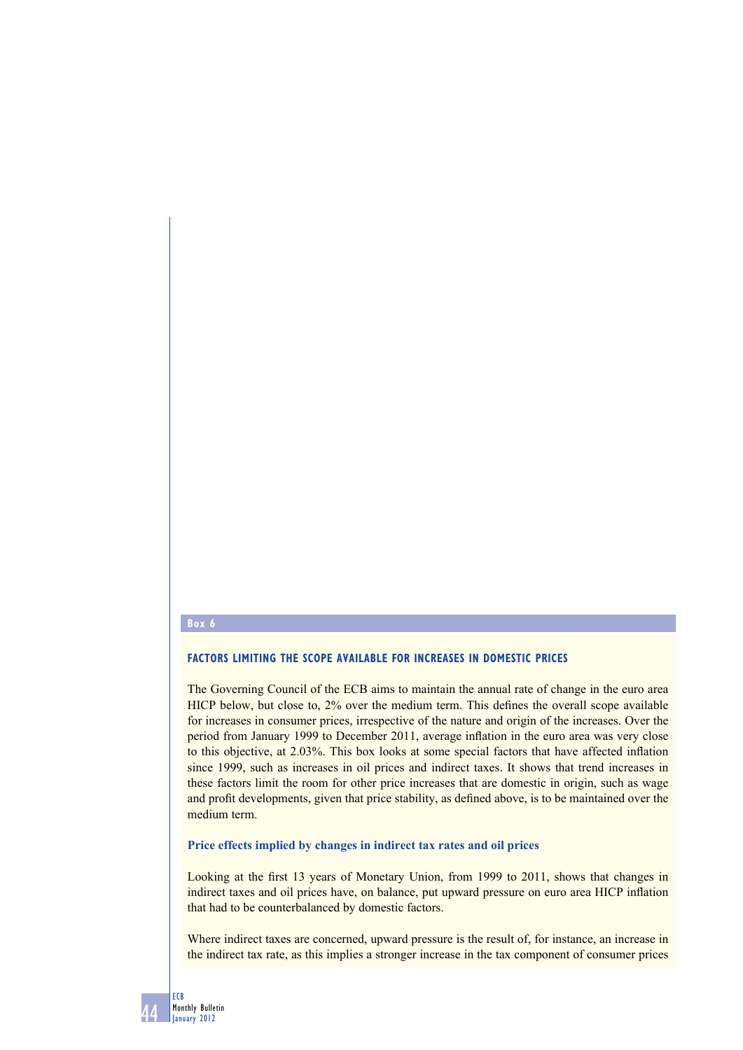**Box 6**

## FACTORS LIMITING THE SCOPE AVAILABLE FOR INCREASES IN DOMESTIC PRICES

The Governing Council of the ECB aims to maintain the annual rate of change in the euro area HICP below, but close to, 2% over the medium term. This defines the overall scope available for increases in consumer prices, irrespective of the nature and origin of the increases. Over the period from January 1999 to December 2011, average inflation in the euro area was very close to this objective, at 2.03%. This box looks at some special factors that have affected inflation since 1999, such as increases in oil prices and indirect taxes. It shows that trend increases in these factors limit the room for other price increases that are domestic in origin, such as wage and profit developments, given that price stability, as defined above, is to be maintained over the medium term.

### Price effects implied by changes in indirect tax rates and oil prices

Looking at the first 13 years of Monetary Union, from 1999 to 2011, shows that changes in indirect taxes and oil prices have, on balance, put upward pressure on euro area HICP inflation that had to be counterbalanced by domestic factors.

Where indirect taxes are concerned, upward pressure is the result of, for instance, an increase in the indirect tax rate, as this implies a stronger increase in the tax component of consumer prices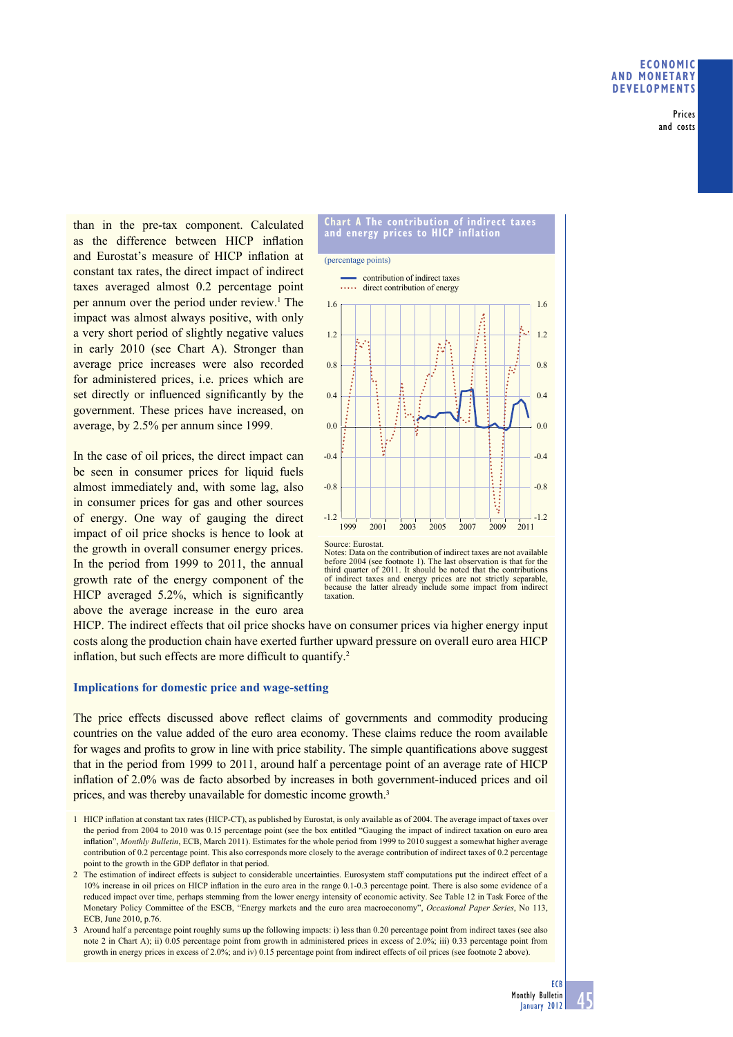than in the pre-tax component. Calculated as the difference between HICP inflation and Eurostat's measure of HICP inflation at constant tax rates, the direct impact of indirect taxes averaged almost 0.2 percentage point per annum over the period under review.[1] The impact was almost always positive, with only a very short period of slightly negative values in early 2010 (see Chart A). Stronger than average price increases were also recorded for administered prices, i.e. prices which are set directly or influenced significantly by the government. These prices have increased, on average, by 2.5% per annum since 1999.

**Chart A The contribution of indirect taxes and energy prices to HICP inflation**

(percentage points)

Source: Eurostat.
Notes: Data on the contribution of indirect taxes are not available before 2004 (see footnote 1). The last observation is that for the third quarter of 2011. It should be noted that the contributions of indirect taxes and energy prices are not strictly separable, because the latter already include some impact from indirect taxation.

In the case of oil prices, the direct impact can be seen in consumer prices for liquid fuels almost immediately and, with some lag, also in consumer prices for gas and other sources of energy. One way of gauging the direct impact of oil price shocks is hence to look at the growth in overall consumer energy prices. In the period from 1999 to 2011, the annual growth rate of the energy component of the HICP averaged 5.2%, which is significantly above the average increase in the euro area HICP. The indirect effects that oil price shocks have on consumer prices via higher energy input costs along the production chain have exerted further upward pressure on overall euro area HICP inflation, but such effects are more difficult to quantify.[2]

### Implications for domestic price and wage-setting

The price effects discussed above reflect claims of governments and commodity producing countries on the value added of the euro area economy. These claims reduce the room available for wages and profits to grow in line with price stability. The simple quantifications above suggest that in the period from 1999 to 2011, around half a percentage point of an average rate of HICP inflation of 2.0% was de facto absorbed by increases in both government-induced prices and oil prices, and was thereby unavailable for domestic income growth.[3]

1 HICP inflation at constant tax rates (HICP-CT), as published by Eurostat, is only available as of 2004. The average impact of taxes over the period from 2004 to 2010 was 0.15 percentage point (see the box entitled "Gauging the impact of indirect taxation on euro area inflation", *Monthly Bulletin*, ECB, March 2011). Estimates for the whole period from 1999 to 2010 suggest a somewhat higher average contribution of 0.2 percentage point. This also corresponds more closely to the average contribution of indirect taxes of 0.2 percentage point to the growth in the GDP deflator in that period.

2 The estimation of indirect effects is subject to considerable uncertainties. Eurosystem staff computations put the indirect effect of a 10% increase in oil prices on HICP inflation in the euro area in the range 0.1-0.3 percentage point. There is also some evidence of a reduced impact over time, perhaps stemming from the lower energy intensity of economic activity. See Table 12 in Task Force of the Monetary Policy Committee of the ESCB, "Energy markets and the euro area macroeconomy", *Occasional Paper Series*, No 113, ECB, June 2010, p.76.

3 Around half a percentage point roughly sums up the following impacts: i) less than 0.20 percentage point from indirect taxes (see also note 2 in Chart A); ii) 0.05 percentage point from growth in administered prices in excess of 2.0%; iii) 0.33 percentage point from growth in energy prices in excess of 2.0%; and iv) 0.15 percentage point from indirect effects of oil prices (see footnote 2 above).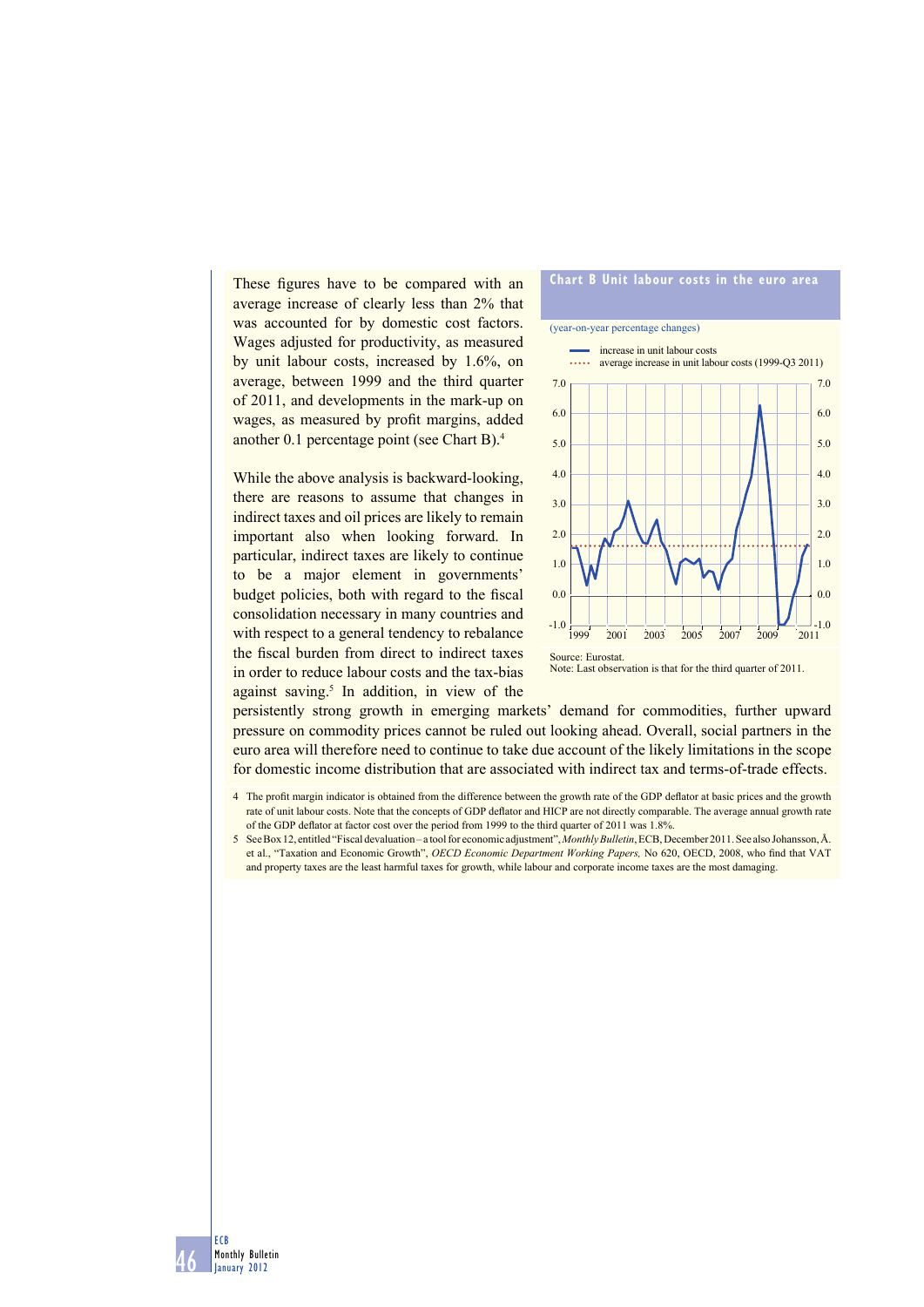These figures have to be compared with an average increase of clearly less than 2% that was accounted for by domestic cost factors. Wages adjusted for productivity, as measured by unit labour costs, increased by 1.6%, on average, between 1999 and the third quarter of 2011, and developments in the mark-up on wages, as measured by profit margins, added another 0.1 percentage point (see Chart B).[4]

While the above analysis is backward-looking, there are reasons to assume that changes in indirect taxes and oil prices are likely to remain important also when looking forward. In particular, indirect taxes are likely to continue to be a major element in governments' budget policies, both with regard to the fiscal consolidation necessary in many countries and with respect to a general tendency to rebalance the fiscal burden from direct to indirect taxes in order to reduce labour costs and the tax-bias against saving.[5] In addition, in view of the persistently strong growth in emerging markets' demand for commodities, further upward pressure on commodity prices cannot be ruled out looking ahead. Overall, social partners in the euro area will therefore need to continue to take due account of the likely limitations in the scope for domestic income distribution that are associated with indirect tax and terms-of-trade effects.

**Chart B Unit labour costs in the euro area**

(year-on-year percentage changes)

increase in unit labour costs
average increase in unit labour costs (1999-Q3 2011)

7.0
6.0
5.0
4.0
3.0
2.0
1.0
0.0
-1.0

1999 2001 2003 2005 2007 2009 2011

Source: Eurostat.
Note: Last observation is that for the third quarter of 2011.

4 The profit margin indicator is obtained from the difference between the growth rate of the GDP deflator at basic prices and the growth rate of unit labour costs. Note that the concepts of GDP deflator and HICP are not directly comparable. The average annual growth rate of the GDP deflator at factor cost over the period from 1999 to the third quarter of 2011 was 1.8%.

5 See Box 12, entitled "Fiscal devaluation – a tool for economic adjustment", *Monthly Bulletin*, ECB, December 2011. See also Johansson, Å. et al., "Taxation and Economic Growth", *OECD Economic Department Working Papers,* No 620, OECD, 2008, who find that VAT and property taxes are the least harmful taxes for growth, while labour and corporate income taxes are the most damaging.